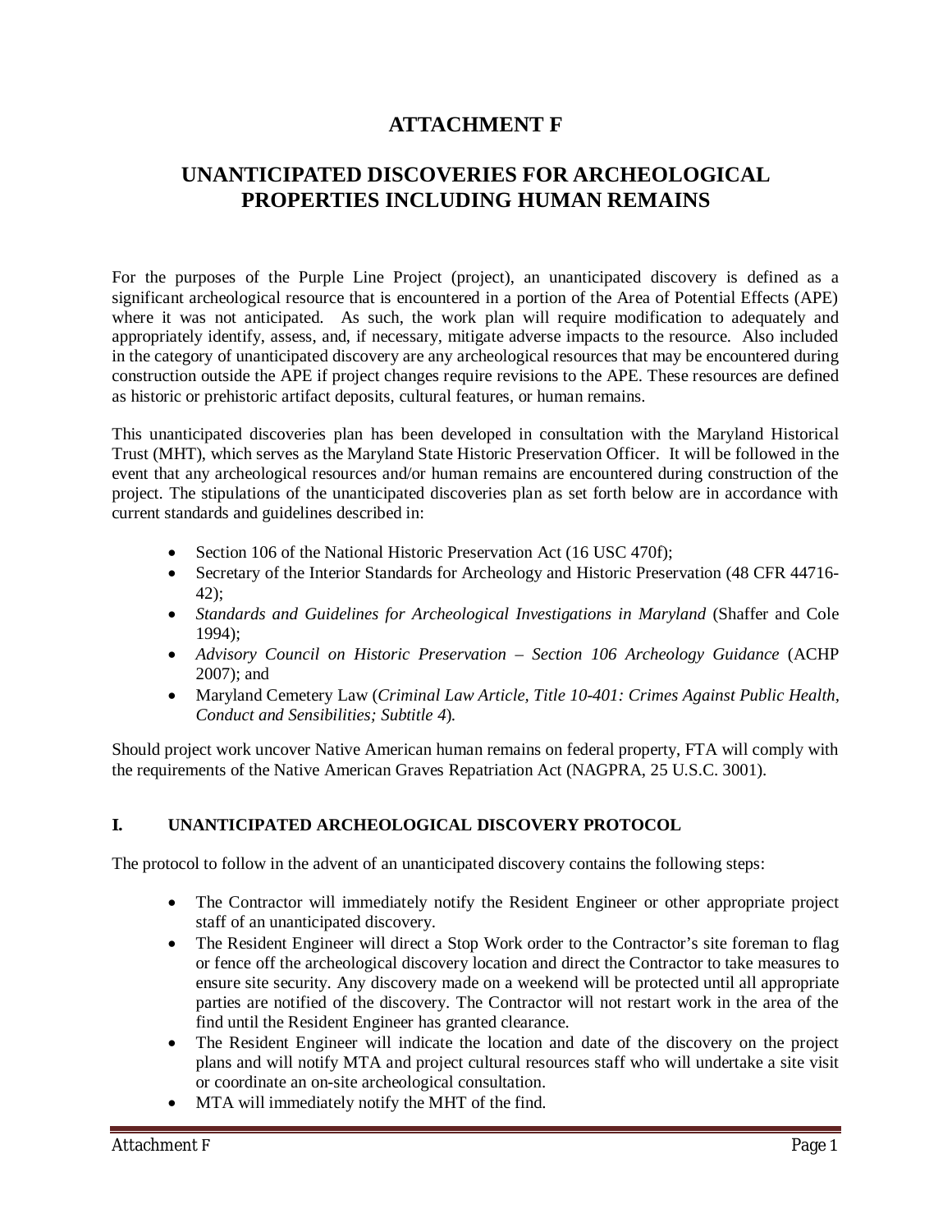# ATTACHMENT F

# UNANTICIPATED DISCOVERIES FOR ARCHEOLOGICAL PROPERTIES INCLUDING HUMAN REMAINS

For the purposes of the Purple Line Project (project), an unanticipated discovery is defined as a significant archeological resource that is encountered in a portion of the Area of Potential Effects (APE) where it was not anticipated. As such, the work plan will require modification to adequately and appropriately identify, assess, and, if necessary, mitigate adverse impacts to the resource. Also included in the category of unanticipated discovery are any archeological resources that may be encountered during construction outside the APE if project changes require revisions to the APE. These resources are defined as historic or prehistoric artifact deposits, cultural features, or human remains.

This unanticipated discoveries plan has been developed in consultation with the Maryland Historical Trust (MHT), which serves as the Maryland State Historic Preservation Officer. It will be followed in the event that any archeological resources and/or human remains are encountered during construction of the project. The stipulations of the unanticipated discoveries plan as set forth below are in accordance with current standards and guidelines described in:

- Section 106 of the National Historic Preservation Act (16 USC 470f);
- Secretary of the Interior Standards for Archeology and Historic Preservation (48 CFR 44716-42);
- *Standards and Guidelines for Archeological Investigations in Maryland* (Shaffer and Cole 1994);
- *Advisory Council on Historic Preservation – Section 106 Archeology Guidance* (ACHP 2007); and
- Maryland Cemetery Law (*Criminal Law Article, Title 10-401: Crimes Against Public Health, Conduct and Sensibilities; Subtitle 4*).

Should project work uncover Native American human remains on federal property, FTA will comply with the requirements of the Native American Graves Repatriation Act (NAGPRA, 25 U.S.C. 3001).

## I. UNANTICIPATED ARCHEOLOGICAL DISCOVERY PROTOCOL

The protocol to follow in the advent of an unanticipated discovery contains the following steps:

- The Contractor will immediately notify the Resident Engineer or other appropriate project staff of an unanticipated discovery.
- The Resident Engineer will direct a Stop Work order to the Contractor's site foreman to flag or fence off the archeological discovery location and direct the Contractor to take measures to ensure site security. Any discovery made on a weekend will be protected until all appropriate parties are notified of the discovery. The Contractor will not restart work in the area of the find until the Resident Engineer has granted clearance.
- The Resident Engineer will indicate the location and date of the discovery on the project plans and will notify MTA and project cultural resources staff who will undertake a site visit or coordinate an on-site archeological consultation.
- MTA will immediately notify the MHT of the find.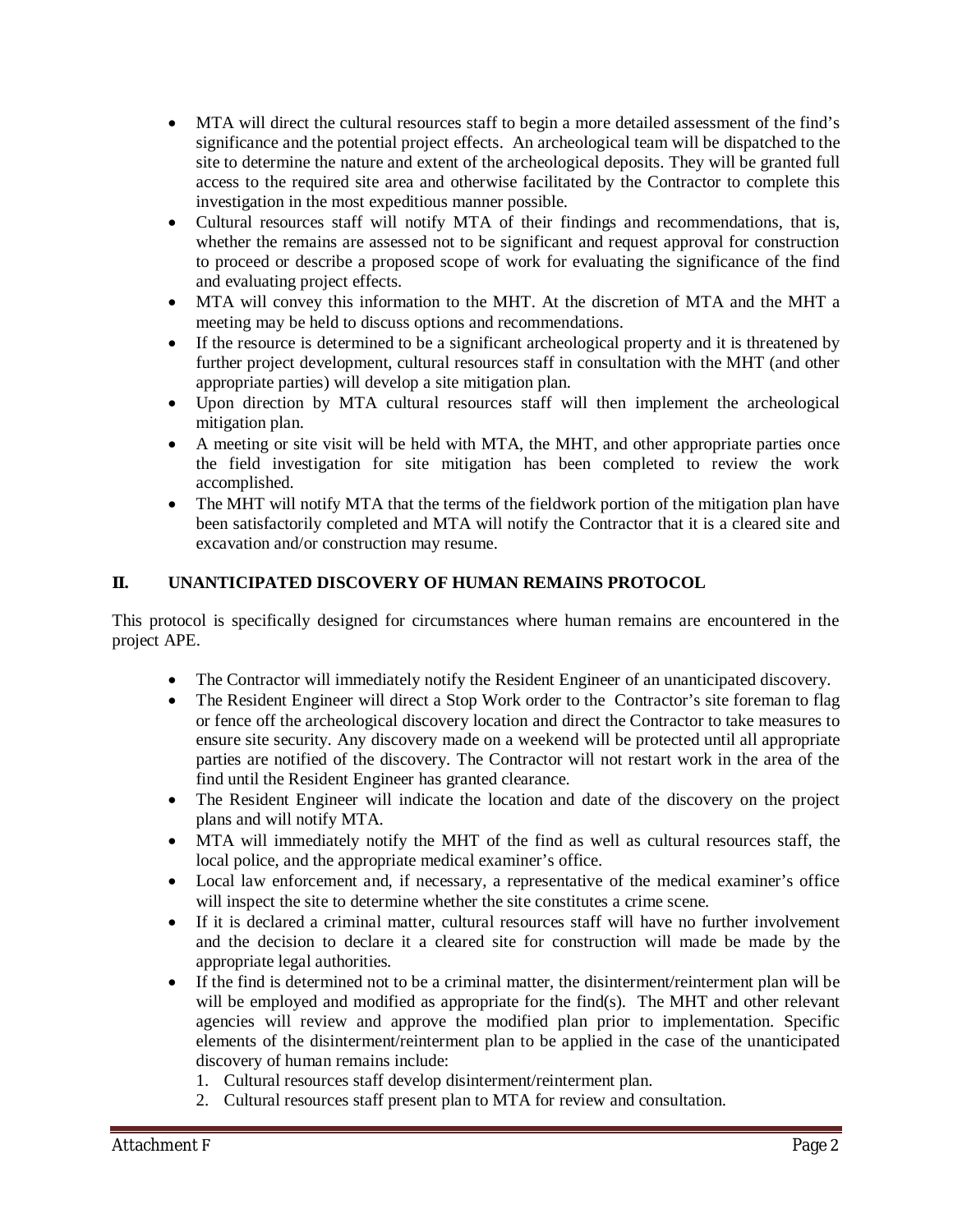- MTA will direct the cultural resources staff to begin a more detailed assessment of the find's significance and the potential project effects. An archeological team will be dispatched to the site to determine the nature and extent of the archeological deposits. They will be granted full access to the required site area and otherwise facilitated by the Contractor to complete this investigation in the most expeditious manner possible.
- Cultural resources staff will notify MTA of their findings and recommendations, that is, whether the remains are assessed not to be significant and request approval for construction to proceed or describe a proposed scope of work for evaluating the significance of the find and evaluating project effects.
- MTA will convey this information to the MHT. At the discretion of MTA and the MHT a meeting may be held to discuss options and recommendations.
- If the resource is determined to be a significant archeological property and it is threatened by further project development, cultural resources staff in consultation with the MHT (and other appropriate parties) will develop a site mitigation plan.
- Upon direction by MTA cultural resources staff will then implement the archeological mitigation plan.
- A meeting or site visit will be held with MTA, the MHT, and other appropriate parties once the field investigation for site mitigation has been completed to review the work accomplished.
- The MHT will notify MTA that the terms of the fieldwork portion of the mitigation plan have been satisfactorily completed and MTA will notify the Contractor that it is a cleared site and excavation and/or construction may resume.

## II. UNANTICIPATED DISCOVERY OF HUMAN REMAINS PROTOCOL

This protocol is specifically designed for circumstances where human remains are encountered in the project APE.

- The Contractor will immediately notify the Resident Engineer of an unanticipated discovery.
- The Resident Engineer will direct a Stop Work order to the Contractor's site foreman to flag or fence off the archeological discovery location and direct the Contractor to take measures to ensure site security. Any discovery made on a weekend will be protected until all appropriate parties are notified of the discovery. The Contractor will not restart work in the area of the find until the Resident Engineer has granted clearance.
- The Resident Engineer will indicate the location and date of the discovery on the project plans and will notify MTA.
- MTA will immediately notify the MHT of the find as well as cultural resources staff, the local police, and the appropriate medical examiner's office.
- Local law enforcement and, if necessary, a representative of the medical examiner's office will inspect the site to determine whether the site constitutes a crime scene.
- If it is declared a criminal matter, cultural resources staff will have no further involvement and the decision to declare it a cleared site for construction will made be made by the appropriate legal authorities.
- If the find is determined not to be a criminal matter, the disinterment/reinterment plan will be will be employed and modified as appropriate for the find(s). The MHT and other relevant agencies will review and approve the modified plan prior to implementation. Specific elements of the disinterment/reinterment plan to be applied in the case of the unanticipated discovery of human remains include:
  1. Cultural resources staff develop disinterment/reinterment plan.
  2. Cultural resources staff present plan to MTA for review and consultation.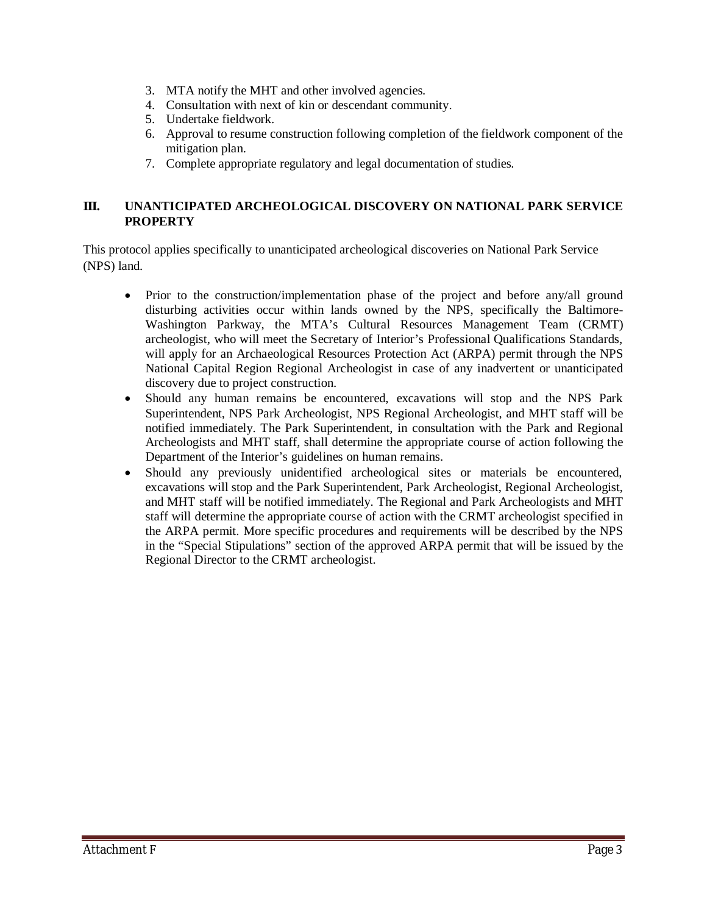3. MTA notify the MHT and other involved agencies.
4. Consultation with next of kin or descendant community.
5. Undertake fieldwork.
6. Approval to resume construction following completion of the fieldwork component of the mitigation plan.
7. Complete appropriate regulatory and legal documentation of studies.

## III. UNANTICIPATED ARCHEOLOGICAL DISCOVERY ON NATIONAL PARK SERVICE PROPERTY

This protocol applies specifically to unanticipated archeological discoveries on National Park Service (NPS) land.

- Prior to the construction/implementation phase of the project and before any/all ground disturbing activities occur within lands owned by the NPS, specifically the Baltimore-Washington Parkway, the MTA's Cultural Resources Management Team (CRMT) archeologist, who will meet the Secretary of Interior's Professional Qualifications Standards, will apply for an Archaeological Resources Protection Act (ARPA) permit through the NPS National Capital Region Regional Archeologist in case of any inadvertent or unanticipated discovery due to project construction.
- Should any human remains be encountered, excavations will stop and the NPS Park Superintendent, NPS Park Archeologist, NPS Regional Archeologist, and MHT staff will be notified immediately. The Park Superintendent, in consultation with the Park and Regional Archeologists and MHT staff, shall determine the appropriate course of action following the Department of the Interior's guidelines on human remains.
- Should any previously unidentified archeological sites or materials be encountered, excavations will stop and the Park Superintendent, Park Archeologist, Regional Archeologist, and MHT staff will be notified immediately. The Regional and Park Archeologists and MHT staff will determine the appropriate course of action with the CRMT archeologist specified in the ARPA permit. More specific procedures and requirements will be described by the NPS in the "Special Stipulations" section of the approved ARPA permit that will be issued by the Regional Director to the CRMT archeologist.